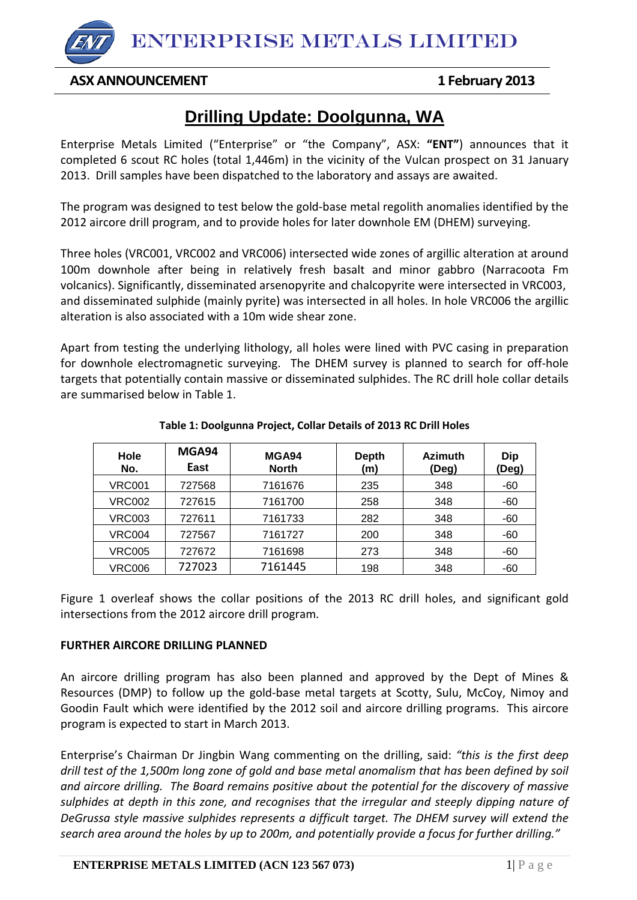# ENTERPRISE METALS LIMITED

**ASX ANNOUNCEMENT** **1 February 2013**

## Drilling Update: Doolgunna, WA

Enterprise Metals Limited ("Enterprise" or "the Company", ASX: **"ENT"**) announces that it completed 6 scout RC holes (total 1,446m) in the vicinity of the Vulcan prospect on 31 January 2013. Drill samples have been dispatched to the laboratory and assays are awaited.

The program was designed to test below the gold-base metal regolith anomalies identified by the 2012 aircore drill program, and to provide holes for later downhole EM (DHEM) surveying.

Three holes (VRC001, VRC002 and VRC006) intersected wide zones of argillic alteration at around 100m downhole after being in relatively fresh basalt and minor gabbro (Narracoota Fm volcanics). Significantly, disseminated arsenopyrite and chalcopyrite were intersected in VRC003, and disseminated sulphide (mainly pyrite) was intersected in all holes. In hole VRC006 the argillic alteration is also associated with a 10m wide shear zone.

Apart from testing the underlying lithology, all holes were lined with PVC casing in preparation for downhole electromagnetic surveying. The DHEM survey is planned to search for off-hole targets that potentially contain massive or disseminated sulphides. The RC drill hole collar details are summarised below in Table 1.

**Table 1: Doolgunna Project, Collar Details of 2013 RC Drill Holes**

| Hole No. | MGA94 East | MGA94 North | Depth (m) | Azimuth (Deg) | Dip (Deg) |
|---|---|---|---|---|---|
| VRC001 | 727568 | 7161676 | 235 | 348 | -60 |
| VRC002 | 727615 | 7161700 | 258 | 348 | -60 |
| VRC003 | 727611 | 7161733 | 282 | 348 | -60 |
| VRC004 | 727567 | 7161727 | 200 | 348 | -60 |
| VRC005 | 727672 | 7161698 | 273 | 348 | -60 |
| VRC006 | 727023 | 7161445 | 198 | 348 | -60 |

Figure 1 overleaf shows the collar positions of the 2013 RC drill holes, and significant gold intersections from the 2012 aircore drill program.

**FURTHER AIRCORE DRILLING PLANNED**

An aircore drilling program has also been planned and approved by the Dept of Mines & Resources (DMP) to follow up the gold-base metal targets at Scotty, Sulu, McCoy, Nimoy and Goodin Fault which were identified by the 2012 soil and aircore drilling programs. This aircore program is expected to start in March 2013.

Enterprise's Chairman Dr Jingbin Wang commenting on the drilling, said: *"this is the first deep drill test of the 1,500m long zone of gold and base metal anomalism that has been defined by soil and aircore drilling. The Board remains positive about the potential for the discovery of massive sulphides at depth in this zone, and recognises that the irregular and steeply dipping nature of DeGrussa style massive sulphides represents a difficult target. The DHEM survey will extend the search area around the holes by up to 200m, and potentially provide a focus for further drilling."*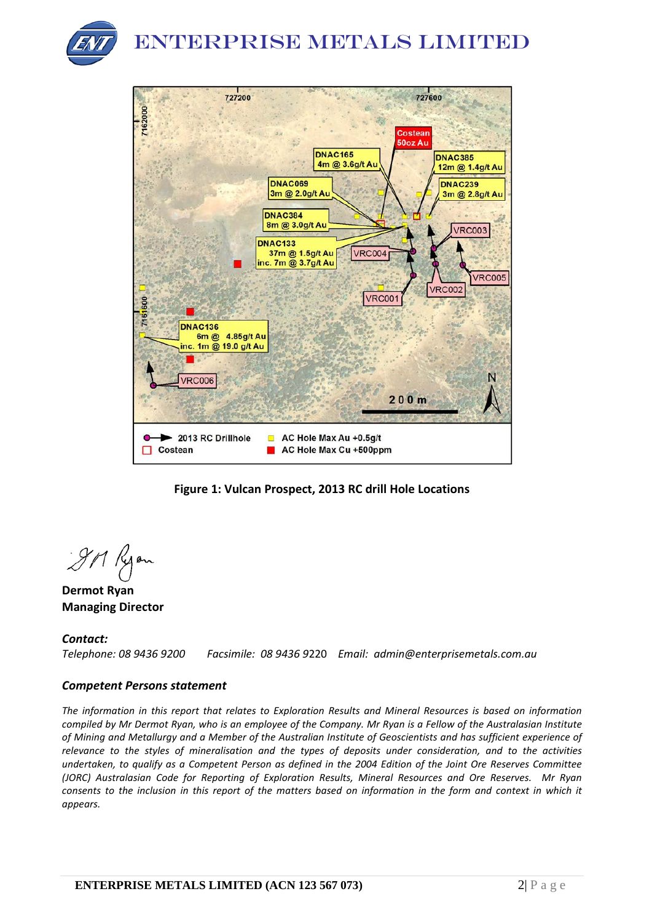727200

727600

7162000

7161600

Costean 50oz Au

DNAC165 4m @ 3.6g/t Au

DNAC385 12m @ 1.4g/t Au

DNAC069 3m @ 2.0g/t Au

DNAC239 3m @ 2.8g/t Au

DNAC384 8m @ 3.0g/t Au

VRC003

DNAC133 37m @ 1.5g/t Au inc. 7m @ 3.7g/t Au

VRC004

VRC005

VRC002

VRC001

DNAC136 6m @ 4.85g/t Au inc. 1m @ 19.0 g/t Au

VRC006

N

200m

2013 RC Drillhole

Costean

AC Hole Max Au +0.5g/t

AC Hole Max Cu +500ppm

**Figure 1: Vulcan Prospect, 2013 RC drill Hole Locations**

**Dermot Ryan**
**Managing Director**

***Contact:***
*Telephone: 08 9436 9200 Facsimile: 08 9436 9220 Email: admin@enterprisemetals.com.au*

### *Competent Persons statement*

*The information in this report that relates to Exploration Results and Mineral Resources is based on information compiled by Mr Dermot Ryan, who is an employee of the Company. Mr Ryan is a Fellow of the Australasian Institute of Mining and Metallurgy and a Member of the Australian Institute of Geoscientists and has sufficient experience of relevance to the styles of mineralisation and the types of deposits under consideration, and to the activities undertaken, to qualify as a Competent Person as defined in the 2004 Edition of the Joint Ore Reserves Committee (JORC) Australasian Code for Reporting of Exploration Results, Mineral Resources and Ore Reserves. Mr Ryan consents to the inclusion in this report of the matters based on information in the form and context in which it appears.*